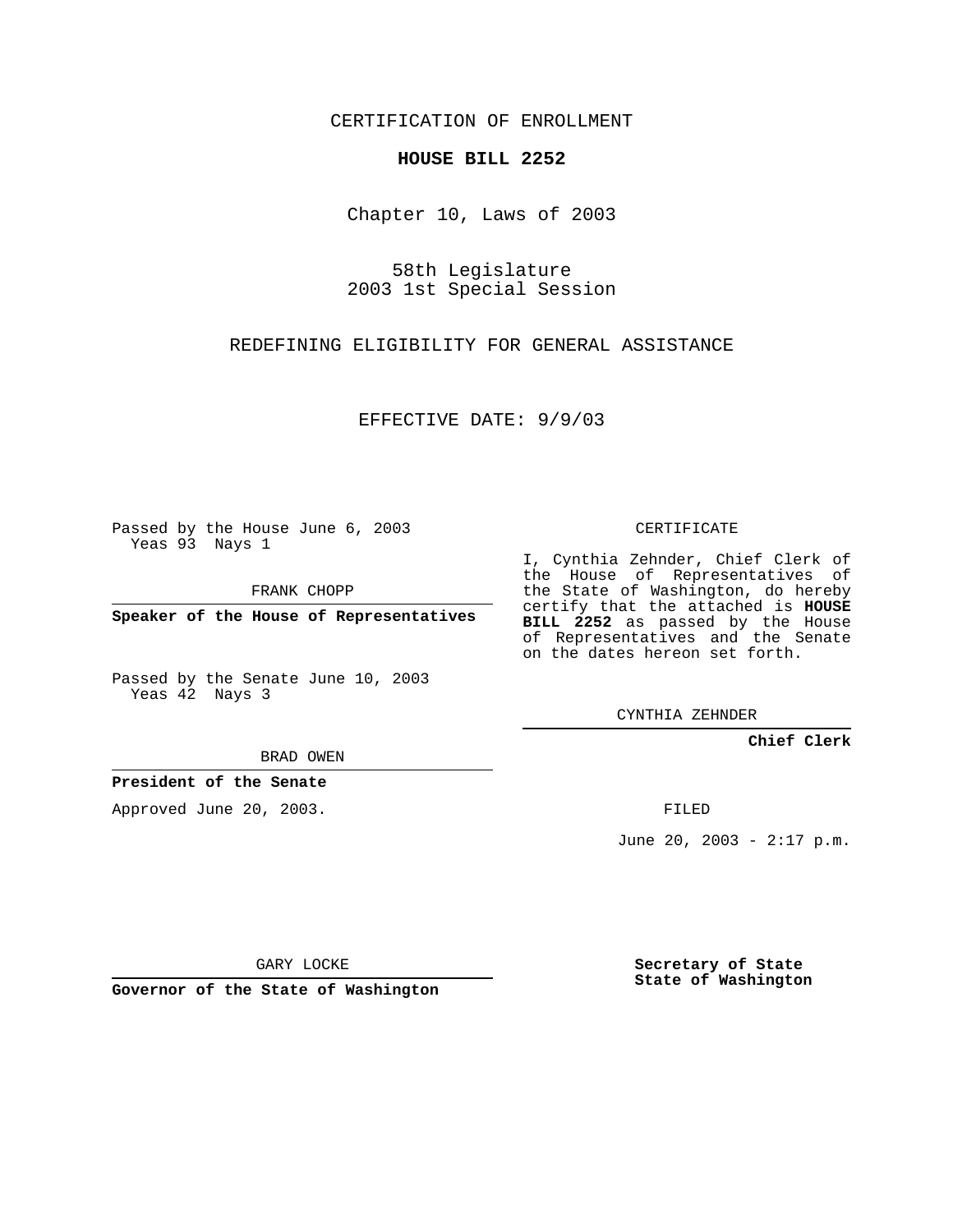CERTIFICATION OF ENROLLMENT

**HOUSE BILL 2252**

Chapter 10, Laws of 2003

58th Legislature
2003 1st Special Session

REDEFINING ELIGIBILITY FOR GENERAL ASSISTANCE

EFFECTIVE DATE: 9/9/03

Passed by the House June 6, 2003
Yeas 93 Nays 1

FRANK CHOPP

**Speaker of the House of Representatives**

Passed by the Senate June 10, 2003
Yeas 42 Nays 3

BRAD OWEN

**President of the Senate**

Approved June 20, 2003.

GARY LOCKE

**Governor of the State of Washington**

CERTIFICATE

I, Cynthia Zehnder, Chief Clerk of the House of Representatives of the State of Washington, do hereby certify that the attached is **HOUSE BILL 2252** as passed by the House of Representatives and the Senate on the dates hereon set forth.

CYNTHIA ZEHNDER

**Chief Clerk**

FILED

June 20, 2003 - 2:17 p.m.

**Secretary of State**
**State of Washington**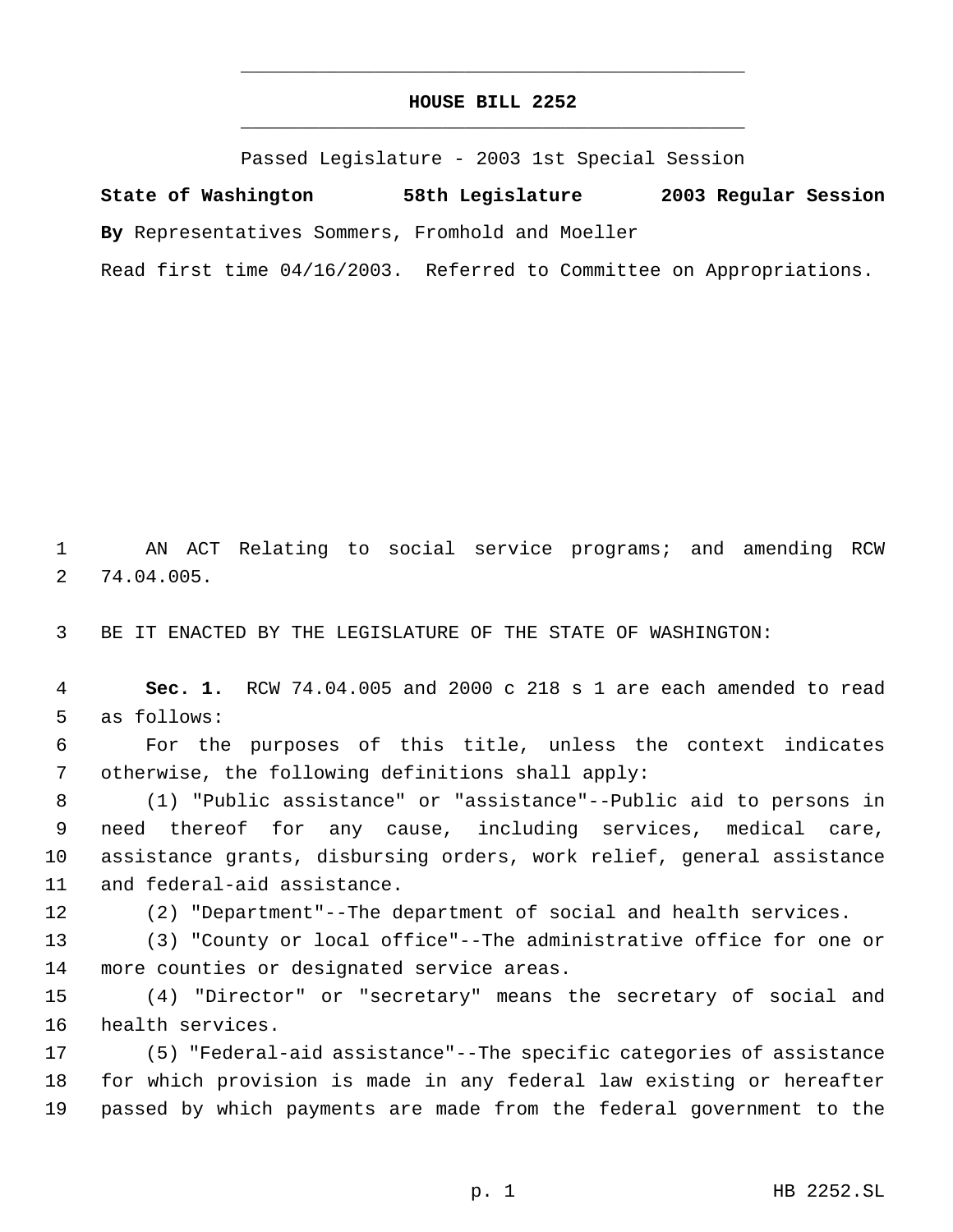## HOUSE BILL 2252

Passed Legislature - 2003 1st Special Session

**State of Washington 58th Legislature 2003 Regular Session**

**By** Representatives Sommers, Fromhold and Moeller

Read first time 04/16/2003. Referred to Committee on Appropriations.

1 AN ACT Relating to social service programs; and amending RCW
2 74.04.005.

3 BE IT ENACTED BY THE LEGISLATURE OF THE STATE OF WASHINGTON:

4 **Sec. 1.** RCW 74.04.005 and 2000 c 218 s 1 are each amended to read
5 as follows:

6 For the purposes of this title, unless the context indicates
7 otherwise, the following definitions shall apply:

8 (1) "Public assistance" or "assistance"--Public aid to persons in
9 need thereof for any cause, including services, medical care,
10 assistance grants, disbursing orders, work relief, general assistance
11 and federal-aid assistance.

12 (2) "Department"--The department of social and health services.

13 (3) "County or local office"--The administrative office for one or
14 more counties or designated service areas.

15 (4) "Director" or "secretary" means the secretary of social and
16 health services.

17 (5) "Federal-aid assistance"--The specific categories of assistance
18 for which provision is made in any federal law existing or hereafter
19 passed by which payments are made from the federal government to the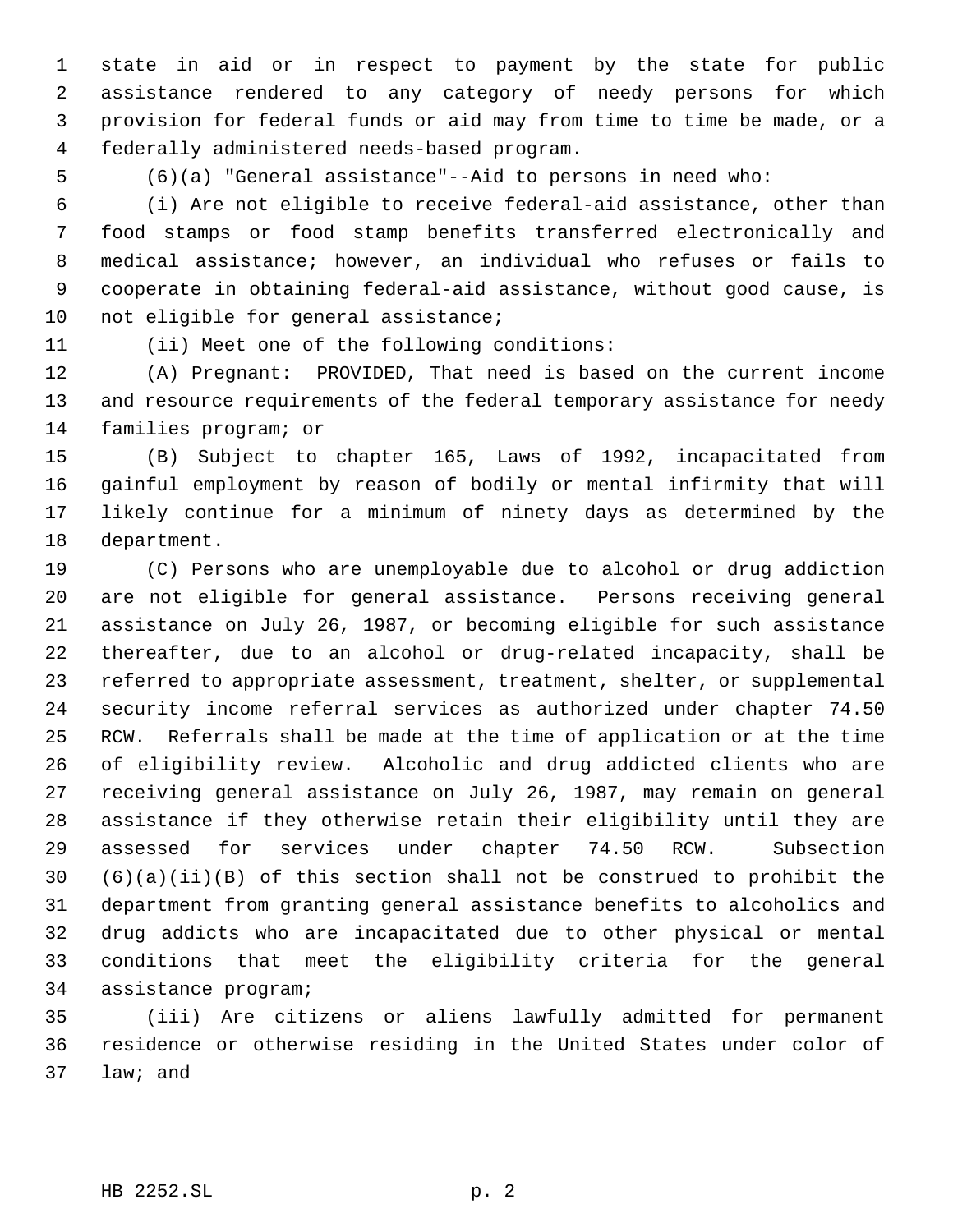state in aid or in respect to payment by the state for public assistance rendered to any category of needy persons for which provision for federal funds or aid may from time to time be made, or a federally administered needs-based program.

(6)(a) "General assistance"--Aid to persons in need who:

(i) Are not eligible to receive federal-aid assistance, other than food stamps or food stamp benefits transferred electronically and medical assistance; however, an individual who refuses or fails to cooperate in obtaining federal-aid assistance, without good cause, is not eligible for general assistance;

(ii) Meet one of the following conditions:

(A) Pregnant: PROVIDED, That need is based on the current income and resource requirements of the federal temporary assistance for needy families program; or

(B) Subject to chapter 165, Laws of 1992, incapacitated from gainful employment by reason of bodily or mental infirmity that will likely continue for a minimum of ninety days as determined by the department.

(C) Persons who are unemployable due to alcohol or drug addiction are not eligible for general assistance. Persons receiving general assistance on July 26, 1987, or becoming eligible for such assistance thereafter, due to an alcohol or drug-related incapacity, shall be referred to appropriate assessment, treatment, shelter, or supplemental security income referral services as authorized under chapter 74.50 RCW. Referrals shall be made at the time of application or at the time of eligibility review. Alcoholic and drug addicted clients who are receiving general assistance on July 26, 1987, may remain on general assistance if they otherwise retain their eligibility until they are assessed for services under chapter 74.50 RCW. Subsection (6)(a)(ii)(B) of this section shall not be construed to prohibit the department from granting general assistance benefits to alcoholics and drug addicts who are incapacitated due to other physical or mental conditions that meet the eligibility criteria for the general assistance program;

(iii) Are citizens or aliens lawfully admitted for permanent residence or otherwise residing in the United States under color of law; and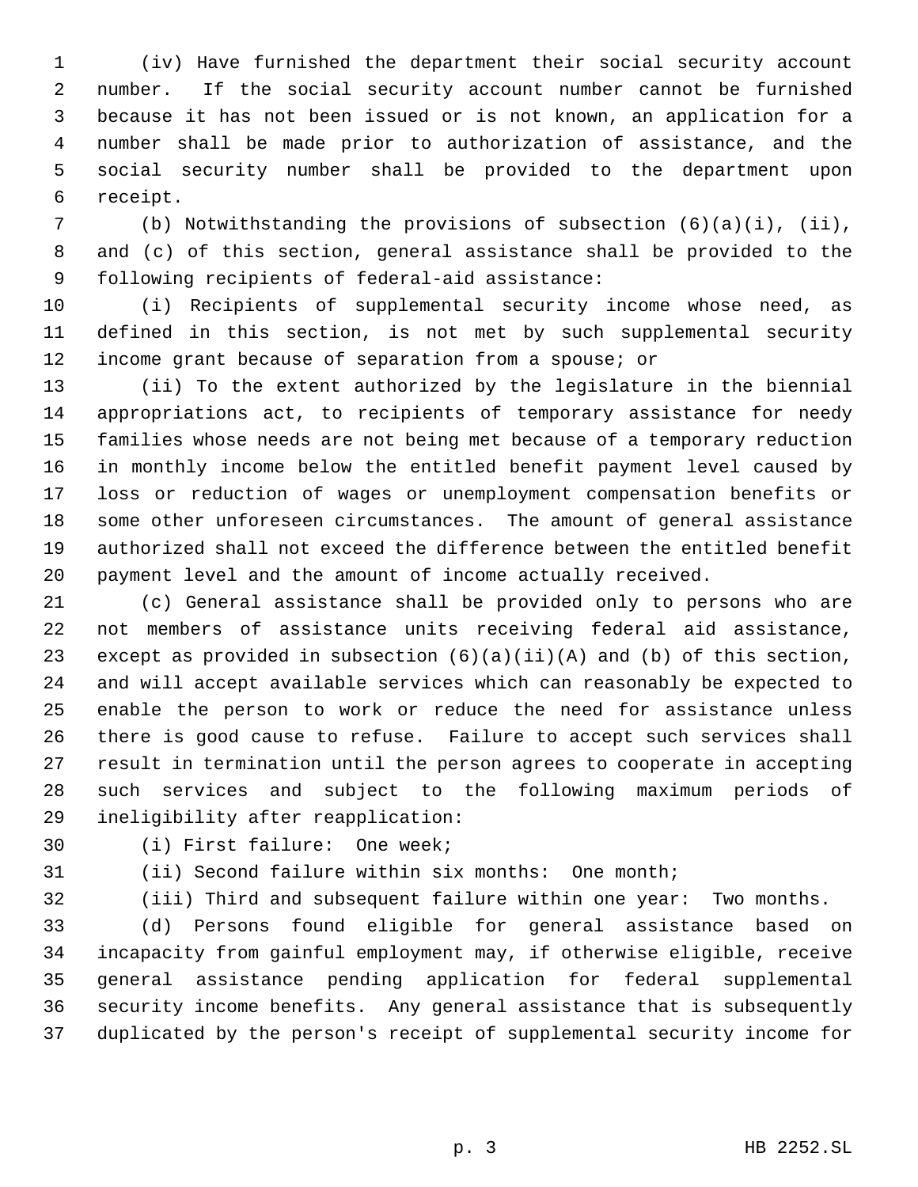(iv) Have furnished the department their social security account number. If the social security account number cannot be furnished because it has not been issued or is not known, an application for a number shall be made prior to authorization of assistance, and the social security number shall be provided to the department upon receipt.

(b) Notwithstanding the provisions of subsection (6)(a)(i), (ii), and (c) of this section, general assistance shall be provided to the following recipients of federal-aid assistance:

(i) Recipients of supplemental security income whose need, as defined in this section, is not met by such supplemental security income grant because of separation from a spouse; or

(ii) To the extent authorized by the legislature in the biennial appropriations act, to recipients of temporary assistance for needy families whose needs are not being met because of a temporary reduction in monthly income below the entitled benefit payment level caused by loss or reduction of wages or unemployment compensation benefits or some other unforeseen circumstances. The amount of general assistance authorized shall not exceed the difference between the entitled benefit payment level and the amount of income actually received.

(c) General assistance shall be provided only to persons who are not members of assistance units receiving federal aid assistance, except as provided in subsection (6)(a)(ii)(A) and (b) of this section, and will accept available services which can reasonably be expected to enable the person to work or reduce the need for assistance unless there is good cause to refuse. Failure to accept such services shall result in termination until the person agrees to cooperate in accepting such services and subject to the following maximum periods of ineligibility after reapplication:

(i) First failure: One week;

(ii) Second failure within six months: One month;

(iii) Third and subsequent failure within one year: Two months.

(d) Persons found eligible for general assistance based on incapacity from gainful employment may, if otherwise eligible, receive general assistance pending application for federal supplemental security income benefits. Any general assistance that is subsequently duplicated by the person's receipt of supplemental security income for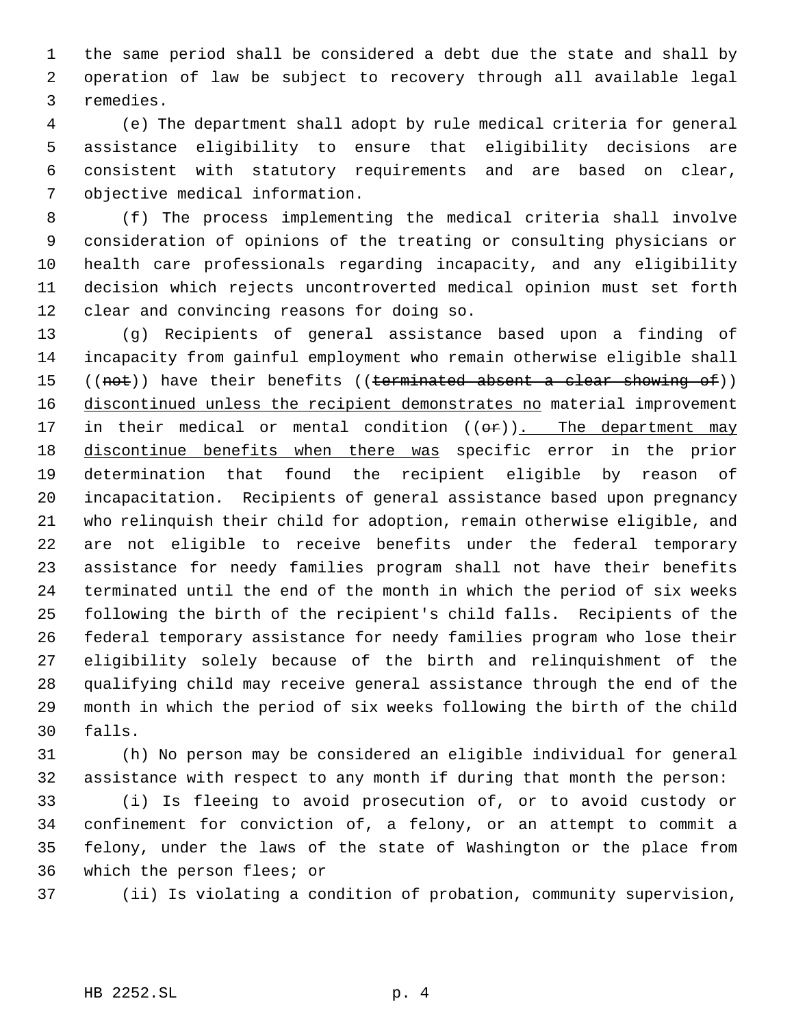the same period shall be considered a debt due the state and shall by operation of law be subject to recovery through all available legal remedies.

(e) The department shall adopt by rule medical criteria for general assistance eligibility to ensure that eligibility decisions are consistent with statutory requirements and are based on clear, objective medical information.

(f) The process implementing the medical criteria shall involve consideration of opinions of the treating or consulting physicians or health care professionals regarding incapacity, and any eligibility decision which rejects uncontroverted medical opinion must set forth clear and convincing reasons for doing so.

(g) Recipients of general assistance based upon a finding of incapacity from gainful employment who remain otherwise eligible shall ((~~not~~)) have their benefits ((~~terminated absent a clear showing of~~)) <u>discontinued unless the recipient demonstrates no</u> material improvement in their medical or mental condition ((~~or~~))<u>. The department may discontinue benefits when there was</u> specific error in the prior determination that found the recipient eligible by reason of incapacitation. Recipients of general assistance based upon pregnancy who relinquish their child for adoption, remain otherwise eligible, and are not eligible to receive benefits under the federal temporary assistance for needy families program shall not have their benefits terminated until the end of the month in which the period of six weeks following the birth of the recipient's child falls. Recipients of the federal temporary assistance for needy families program who lose their eligibility solely because of the birth and relinquishment of the qualifying child may receive general assistance through the end of the month in which the period of six weeks following the birth of the child falls.

(h) No person may be considered an eligible individual for general assistance with respect to any month if during that month the person:

(i) Is fleeing to avoid prosecution of, or to avoid custody or confinement for conviction of, a felony, or an attempt to commit a felony, under the laws of the state of Washington or the place from which the person flees; or

(ii) Is violating a condition of probation, community supervision,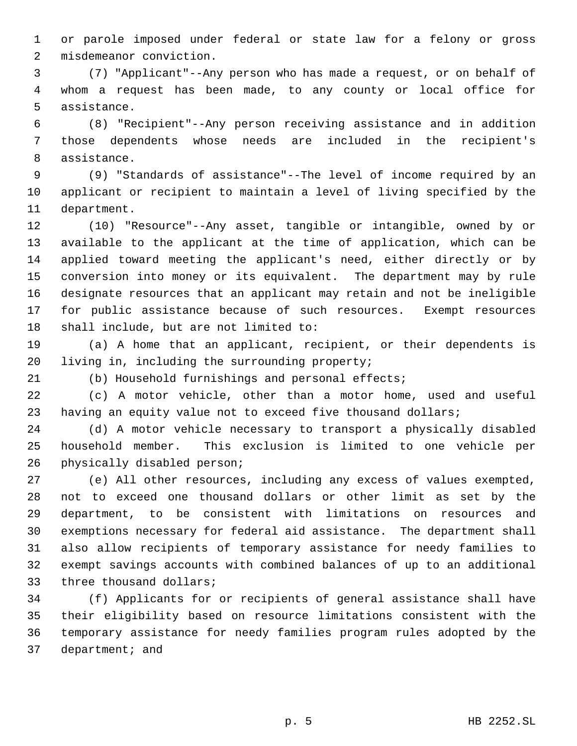or parole imposed under federal or state law for a felony or gross misdemeanor conviction.

(7) "Applicant"--Any person who has made a request, or on behalf of whom a request has been made, to any county or local office for assistance.

(8) "Recipient"--Any person receiving assistance and in addition those dependents whose needs are included in the recipient's assistance.

(9) "Standards of assistance"--The level of income required by an applicant or recipient to maintain a level of living specified by the department.

(10) "Resource"--Any asset, tangible or intangible, owned by or available to the applicant at the time of application, which can be applied toward meeting the applicant's need, either directly or by conversion into money or its equivalent. The department may by rule designate resources that an applicant may retain and not be ineligible for public assistance because of such resources. Exempt resources shall include, but are not limited to:

(a) A home that an applicant, recipient, or their dependents is living in, including the surrounding property;

(b) Household furnishings and personal effects;

(c) A motor vehicle, other than a motor home, used and useful having an equity value not to exceed five thousand dollars;

(d) A motor vehicle necessary to transport a physically disabled household member. This exclusion is limited to one vehicle per physically disabled person;

(e) All other resources, including any excess of values exempted, not to exceed one thousand dollars or other limit as set by the department, to be consistent with limitations on resources and exemptions necessary for federal aid assistance. The department shall also allow recipients of temporary assistance for needy families to exempt savings accounts with combined balances of up to an additional three thousand dollars;

(f) Applicants for or recipients of general assistance shall have their eligibility based on resource limitations consistent with the temporary assistance for needy families program rules adopted by the department; and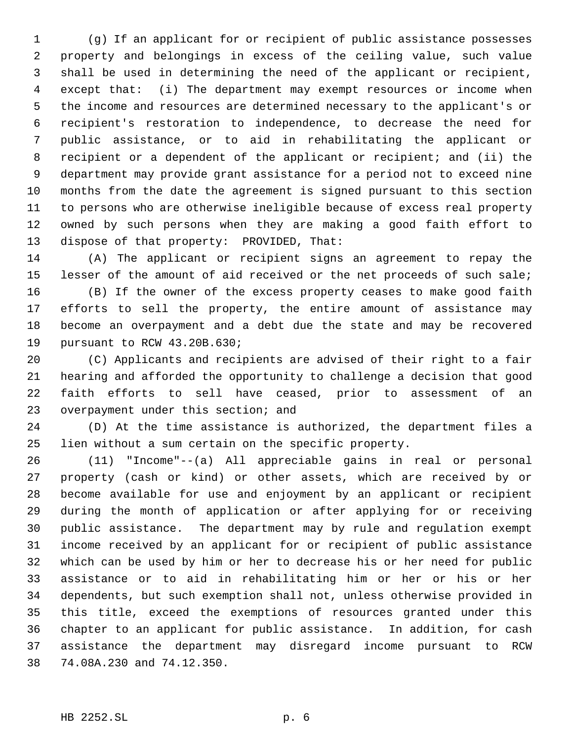(g) If an applicant for or recipient of public assistance possesses property and belongings in excess of the ceiling value, such value shall be used in determining the need of the applicant or recipient, except that: (i) The department may exempt resources or income when the income and resources are determined necessary to the applicant's or recipient's restoration to independence, to decrease the need for public assistance, or to aid in rehabilitating the applicant or recipient or a dependent of the applicant or recipient; and (ii) the department may provide grant assistance for a period not to exceed nine months from the date the agreement is signed pursuant to this section to persons who are otherwise ineligible because of excess real property owned by such persons when they are making a good faith effort to dispose of that property: PROVIDED, That:

(A) The applicant or recipient signs an agreement to repay the lesser of the amount of aid received or the net proceeds of such sale;

(B) If the owner of the excess property ceases to make good faith efforts to sell the property, the entire amount of assistance may become an overpayment and a debt due the state and may be recovered pursuant to RCW 43.20B.630;

(C) Applicants and recipients are advised of their right to a fair hearing and afforded the opportunity to challenge a decision that good faith efforts to sell have ceased, prior to assessment of an overpayment under this section; and

(D) At the time assistance is authorized, the department files a lien without a sum certain on the specific property.

(11) "Income"--(a) All appreciable gains in real or personal property (cash or kind) or other assets, which are received by or become available for use and enjoyment by an applicant or recipient during the month of application or after applying for or receiving public assistance. The department may by rule and regulation exempt income received by an applicant for or recipient of public assistance which can be used by him or her to decrease his or her need for public assistance or to aid in rehabilitating him or her or his or her dependents, but such exemption shall not, unless otherwise provided in this title, exceed the exemptions of resources granted under this chapter to an applicant for public assistance. In addition, for cash assistance the department may disregard income pursuant to RCW 74.08A.230 and 74.12.350.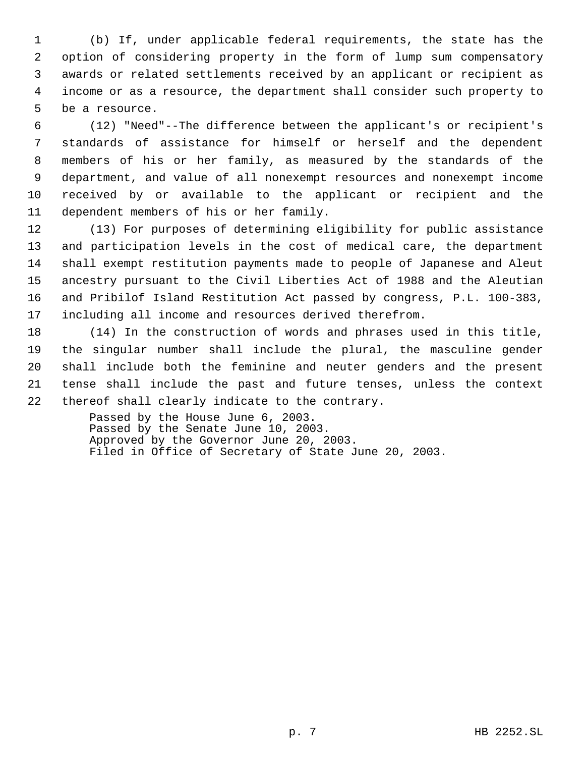(b) If, under applicable federal requirements, the state has the option of considering property in the form of lump sum compensatory awards or related settlements received by an applicant or recipient as income or as a resource, the department shall consider such property to be a resource.

(12) "Need"--The difference between the applicant's or recipient's standards of assistance for himself or herself and the dependent members of his or her family, as measured by the standards of the department, and value of all nonexempt resources and nonexempt income received by or available to the applicant or recipient and the dependent members of his or her family.

(13) For purposes of determining eligibility for public assistance and participation levels in the cost of medical care, the department shall exempt restitution payments made to people of Japanese and Aleut ancestry pursuant to the Civil Liberties Act of 1988 and the Aleutian and Pribilof Island Restitution Act passed by congress, P.L. 100-383, including all income and resources derived therefrom.

(14) In the construction of words and phrases used in this title, the singular number shall include the plural, the masculine gender shall include both the feminine and neuter genders and the present tense shall include the past and future tenses, unless the context thereof shall clearly indicate to the contrary.

Passed by the House June 6, 2003.
Passed by the Senate June 10, 2003.
Approved by the Governor June 20, 2003.
Filed in Office of Secretary of State June 20, 2003.